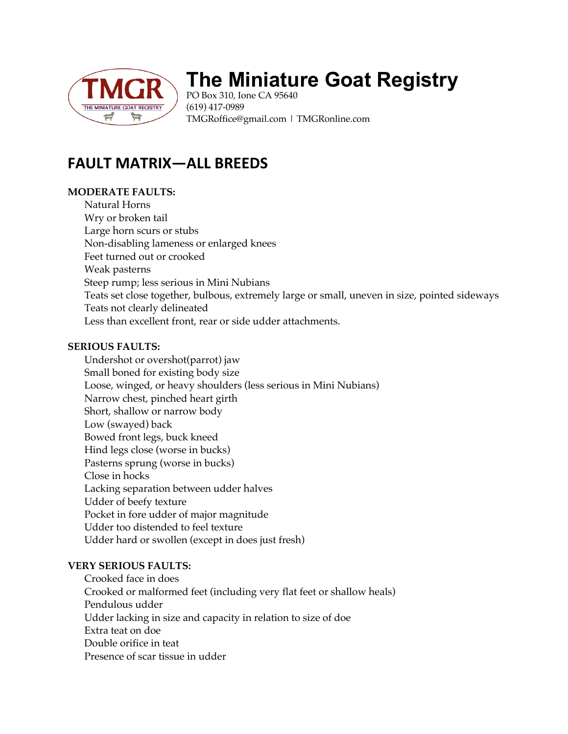# The Miniature Goat Registry

PO Box 310, Ione CA 95640
(619) 417-0989
TMGRoffice@gmail.com | TMGRonline.com

## FAULT MATRIX—ALL BREEDS

**MODERATE FAULTS:**

- Natural Horns
- Wry or broken tail
- Large horn scurs or stubs
- Non-disabling lameness or enlarged knees
- Feet turned out or crooked
- Weak pasterns
- Steep rump; less serious in Mini Nubians
- Teats set close together, bulbous, extremely large or small, uneven in size, pointed sideways
- Teats not clearly delineated
- Less than excellent front, rear or side udder attachments.

**SERIOUS FAULTS:**

- Undershot or overshot(parrot) jaw
- Small boned for existing body size
- Loose, winged, or heavy shoulders (less serious in Mini Nubians)
- Narrow chest, pinched heart girth
- Short, shallow or narrow body
- Low (swayed) back
- Bowed front legs, buck kneed
- Hind legs close (worse in bucks)
- Pasterns sprung (worse in bucks)
- Close in hocks
- Lacking separation between udder halves
- Udder of beefy texture
- Pocket in fore udder of major magnitude
- Udder too distended to feel texture
- Udder hard or swollen (except in does just fresh)

**VERY SERIOUS FAULTS:**

- Crooked face in does
- Crooked or malformed feet (including very flat feet or shallow heals)
- Pendulous udder
- Udder lacking in size and capacity in relation to size of doe
- Extra teat on doe
- Double orifice in teat
- Presence of scar tissue in udder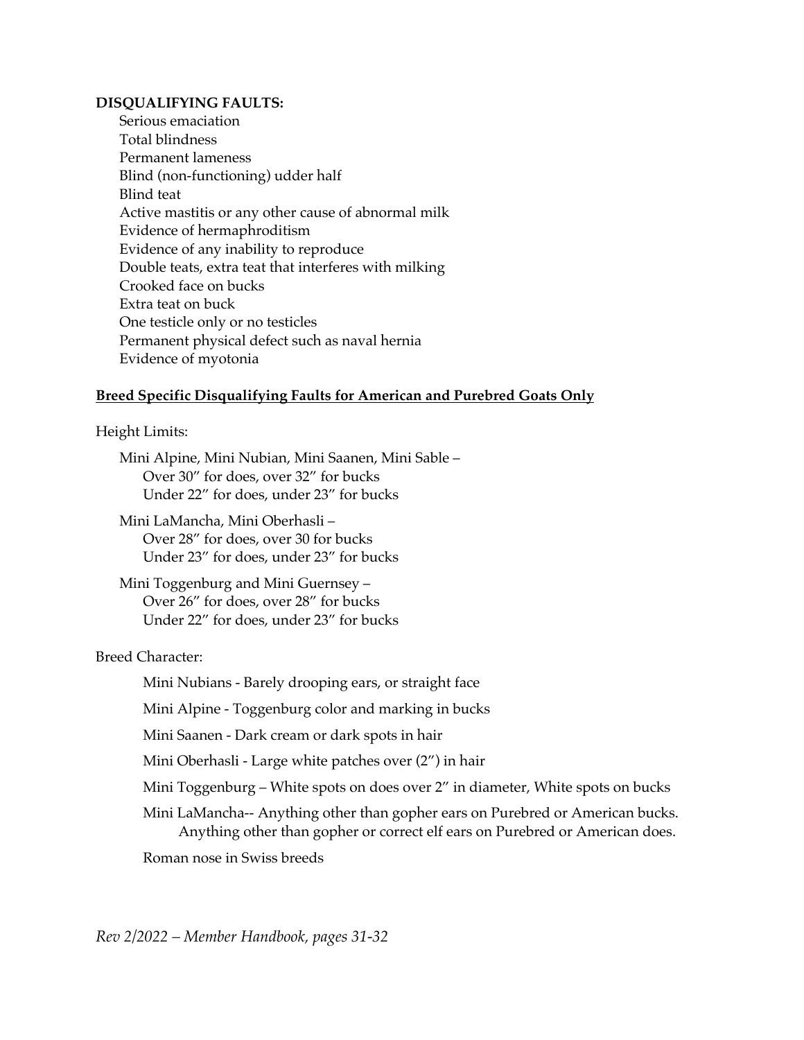**DISQUALIFYING FAULTS:**

Serious emaciation
Total blindness
Permanent lameness
Blind (non-functioning) udder half
Blind teat
Active mastitis or any other cause of abnormal milk
Evidence of hermaphroditism
Evidence of any inability to reproduce
Double teats, extra teat that interferes with milking
Crooked face on bucks
Extra teat on buck
One testicle only or no testicles
Permanent physical defect such as naval hernia
Evidence of myotonia

**Breed Specific Disqualifying Faults for American and Purebred Goats Only**

Height Limits:

Mini Alpine, Mini Nubian, Mini Saanen, Mini Sable –
Over 30" for does, over 32" for bucks
Under 22" for does, under 23" for bucks

Mini LaMancha, Mini Oberhasli –
Over 28" for does, over 30 for bucks
Under 23" for does, under 23" for bucks

Mini Toggenburg and Mini Guernsey –
Over 26" for does, over 28" for bucks
Under 22" for does, under 23" for bucks

Breed Character:

Mini Nubians - Barely drooping ears, or straight face

Mini Alpine - Toggenburg color and marking in bucks

Mini Saanen - Dark cream or dark spots in hair

Mini Oberhasli - Large white patches over (2") in hair

Mini Toggenburg – White spots on does over 2" in diameter, White spots on bucks

Mini LaMancha-- Anything other than gopher ears on Purebred or American bucks. Anything other than gopher or correct elf ears on Purebred or American does.

Roman nose in Swiss breeds

*Rev 2/2022 – Member Handbook, pages 31-32*